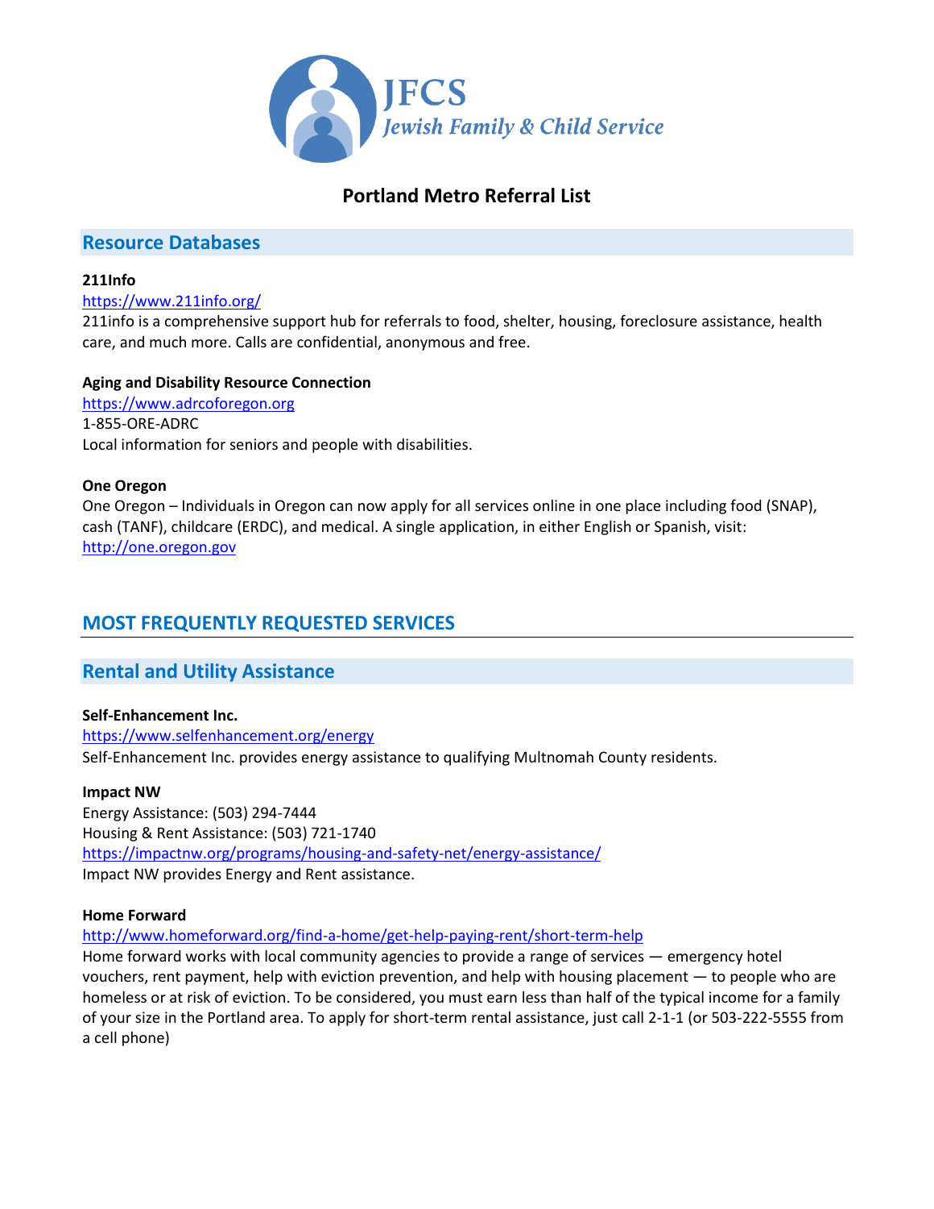JFCS
*Jewish Family & Child Service*

# Portland Metro Referral List

## Resource Databases

**211Info**
https://www.211info.org/
211info is a comprehensive support hub for referrals to food, shelter, housing, foreclosure assistance, health care, and much more. Calls are confidential, anonymous and free.

**Aging and Disability Resource Connection**
https://www.adrcoforegon.org
1-855-ORE-ADRC
Local information for seniors and people with disabilities.

**One Oregon**
One Oregon – Individuals in Oregon can now apply for all services online in one place including food (SNAP), cash (TANF), childcare (ERDC), and medical. A single application, in either English or Spanish, visit: http://one.oregon.gov

## MOST FREQUENTLY REQUESTED SERVICES

## Rental and Utility Assistance

**Self-Enhancement Inc.**
https://www.selfenhancement.org/energy
Self-Enhancement Inc. provides energy assistance to qualifying Multnomah County residents.

**Impact NW**
Energy Assistance: (503) 294-7444
Housing & Rent Assistance: (503) 721-1740
https://impactnw.org/programs/housing-and-safety-net/energy-assistance/
Impact NW provides Energy and Rent assistance.

**Home Forward**
http://www.homeforward.org/find-a-home/get-help-paying-rent/short-term-help
Home forward works with local community agencies to provide a range of services — emergency hotel vouchers, rent payment, help with eviction prevention, and help with housing placement — to people who are homeless or at risk of eviction. To be considered, you must earn less than half of the typical income for a family of your size in the Portland area. To apply for short-term rental assistance, just call 2-1-1 (or 503-222-5555 from a cell phone)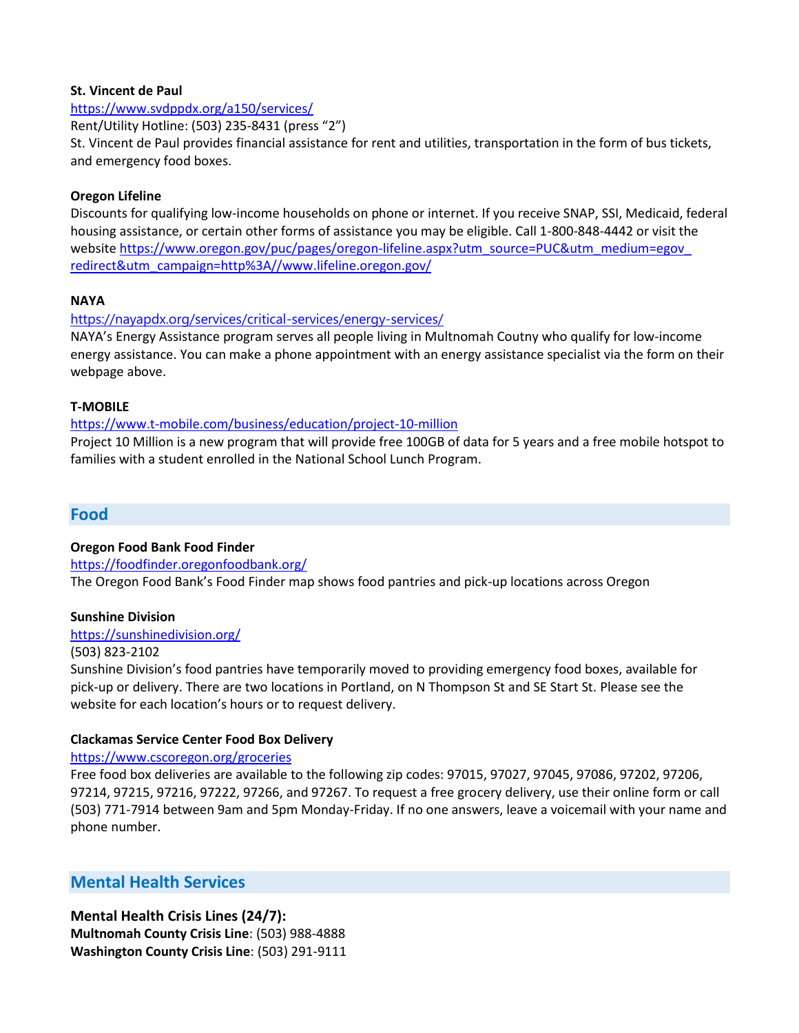**St. Vincent de Paul**

https://www.svdppdx.org/a150/services/

Rent/Utility Hotline: (503) 235-8431 (press "2")

St. Vincent de Paul provides financial assistance for rent and utilities, transportation in the form of bus tickets, and emergency food boxes.

**Oregon Lifeline**

Discounts for qualifying low-income households on phone or internet. If you receive SNAP, SSI, Medicaid, federal housing assistance, or certain other forms of assistance you may be eligible. Call 1-800-848-4442 or visit the website https://www.oregon.gov/puc/pages/oregon-lifeline.aspx?utm_source=PUC&utm_medium=egov_redirect&utm_campaign=http%3A//www.lifeline.oregon.gov/

**NAYA**

https://nayapdx.org/services/critical-services/energy-services/

NAYA's Energy Assistance program serves all people living in Multnomah Coutny who qualify for low-income energy assistance. You can make a phone appointment with an energy assistance specialist via the form on their webpage above.

**T-MOBILE**

https://www.t-mobile.com/business/education/project-10-million

Project 10 Million is a new program that will provide free 100GB of data for 5 years and a free mobile hotspot to families with a student enrolled in the National School Lunch Program.

## Food

**Oregon Food Bank Food Finder**

https://foodfinder.oregonfoodbank.org/

The Oregon Food Bank's Food Finder map shows food pantries and pick-up locations across Oregon

**Sunshine Division**

https://sunshinedivision.org/

(503) 823-2102

Sunshine Division's food pantries have temporarily moved to providing emergency food boxes, available for pick-up or delivery. There are two locations in Portland, on N Thompson St and SE Start St. Please see the website for each location's hours or to request delivery.

**Clackamas Service Center Food Box Delivery**

https://www.cscoregon.org/groceries

Free food box deliveries are available to the following zip codes: 97015, 97027, 97045, 97086, 97202, 97206, 97214, 97215, 97216, 97222, 97266, and 97267. To request a free grocery delivery, use their online form or call (503) 771-7914 between 9am and 5pm Monday-Friday. If no one answers, leave a voicemail with your name and phone number.

## Mental Health Services

### Mental Health Crisis Lines (24/7):

**Multnomah County Crisis Line**: (503) 988-4888

**Washington County Crisis Line**: (503) 291-9111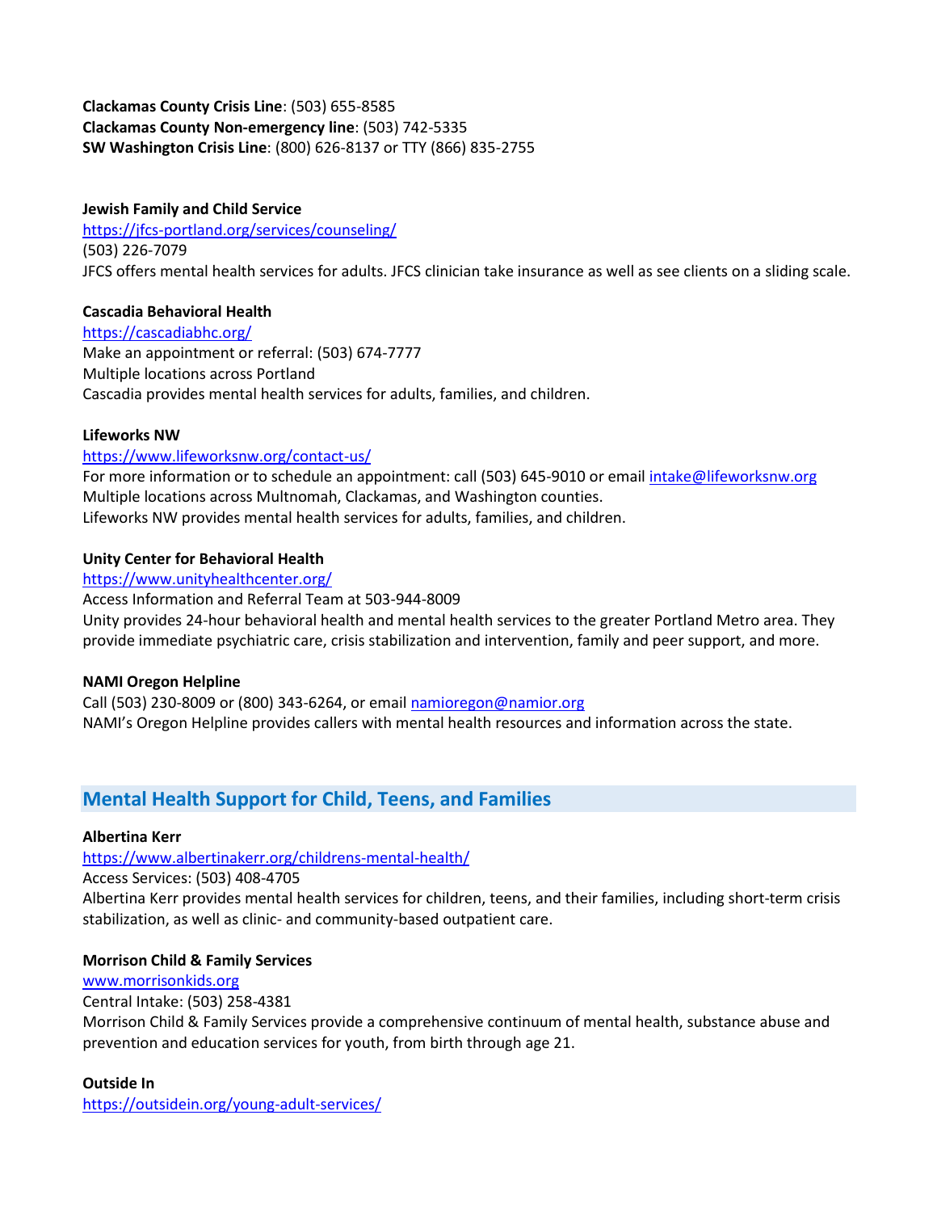**Clackamas County Crisis Line**: (503) 655-8585
**Clackamas County Non-emergency line**: (503) 742-5335
**SW Washington Crisis Line**: (800) 626-8137 or TTY (866) 835-2755

**Jewish Family and Child Service**
https://jfcs-portland.org/services/counseling/
(503) 226-7079
JFCS offers mental health services for adults. JFCS clinician take insurance as well as see clients on a sliding scale.

**Cascadia Behavioral Health**
https://cascadiabhc.org/
Make an appointment or referral: (503) 674-7777
Multiple locations across Portland
Cascadia provides mental health services for adults, families, and children.

**Lifeworks NW**
https://www.lifeworksnw.org/contact-us/
For more information or to schedule an appointment: call (503) 645-9010 or email intake@lifeworksnw.org
Multiple locations across Multnomah, Clackamas, and Washington counties.
Lifeworks NW provides mental health services for adults, families, and children.

**Unity Center for Behavioral Health**
https://www.unityhealthcenter.org/
Access Information and Referral Team at 503-944-8009
Unity provides 24-hour behavioral health and mental health services to the greater Portland Metro area. They provide immediate psychiatric care, crisis stabilization and intervention, family and peer support, and more.

**NAMI Oregon Helpline**
Call (503) 230-8009 or (800) 343-6264, or email namioregon@namior.org
NAMI's Oregon Helpline provides callers with mental health resources and information across the state.

## Mental Health Support for Child, Teens, and Families

**Albertina Kerr**
https://www.albertinakerr.org/childrens-mental-health/
Access Services: (503) 408-4705
Albertina Kerr provides mental health services for children, teens, and their families, including short-term crisis stabilization, as well as clinic- and community-based outpatient care.

**Morrison Child & Family Services**
www.morrisonkids.org
Central Intake: (503) 258-4381
Morrison Child & Family Services provide a comprehensive continuum of mental health, substance abuse and prevention and education services for youth, from birth through age 21.

**Outside In**
https://outsidein.org/young-adult-services/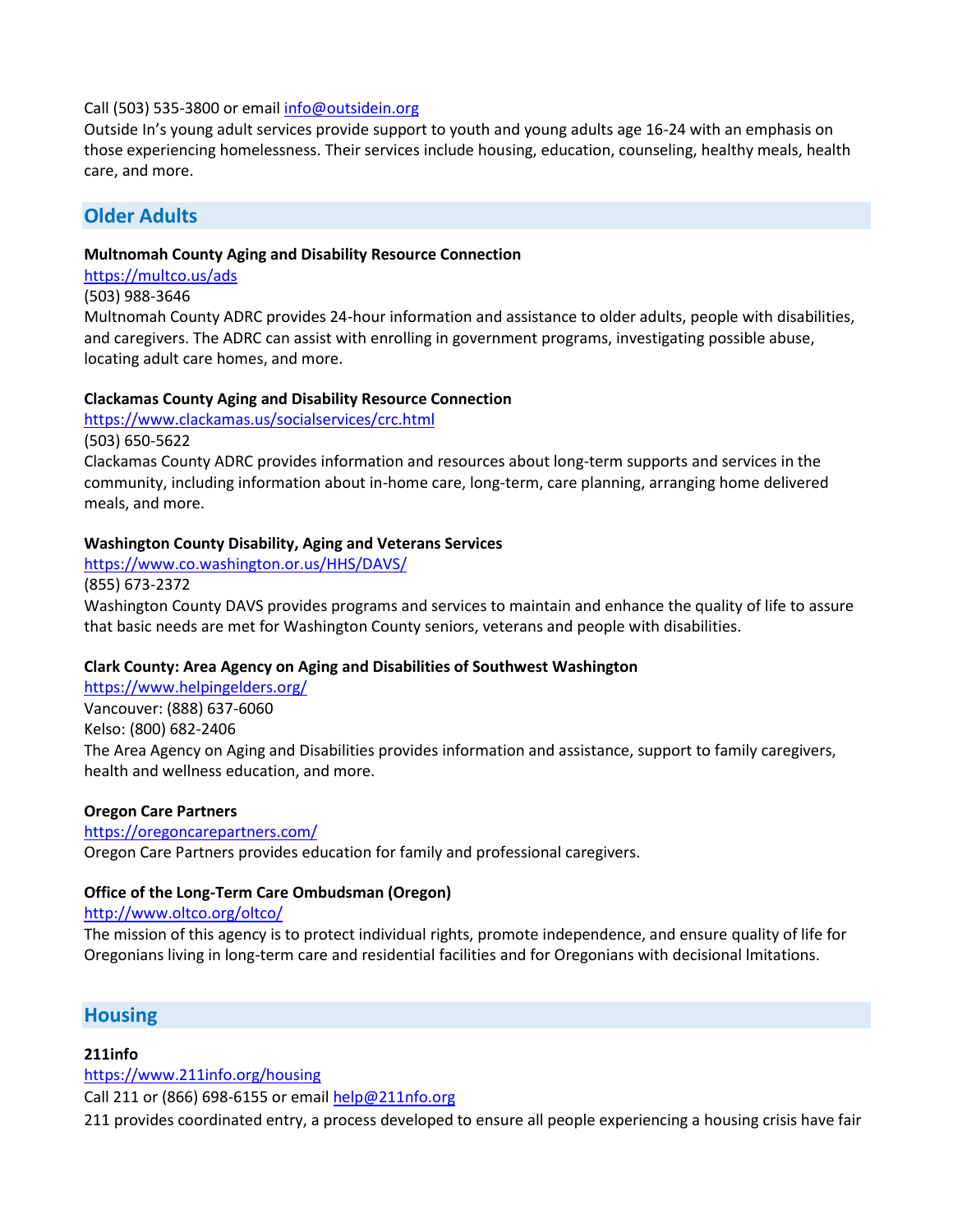Call (503) 535-3800 or email info@outsidein.org
Outside In's young adult services provide support to youth and young adults age 16-24 with an emphasis on those experiencing homelessness. Their services include housing, education, counseling, healthy meals, health care, and more.

## Older Adults

**Multnomah County Aging and Disability Resource Connection**
https://multco.us/ads
(503) 988-3646
Multnomah County ADRC provides 24-hour information and assistance to older adults, people with disabilities, and caregivers. The ADRC can assist with enrolling in government programs, investigating possible abuse, locating adult care homes, and more.

**Clackamas County Aging and Disability Resource Connection**
https://www.clackamas.us/socialservices/crc.html
(503) 650-5622
Clackamas County ADRC provides information and resources about long-term supports and services in the community, including information about in-home care, long-term, care planning, arranging home delivered meals, and more.

**Washington County Disability, Aging and Veterans Services**
https://www.co.washington.or.us/HHS/DAVS/
(855) 673-2372
Washington County DAVS provides programs and services to maintain and enhance the quality of life to assure that basic needs are met for Washington County seniors, veterans and people with disabilities.

**Clark County: Area Agency on Aging and Disabilities of Southwest Washington**
https://www.helpingelders.org/
Vancouver: (888) 637-6060
Kelso: (800) 682-2406
The Area Agency on Aging and Disabilities provides information and assistance, support to family caregivers, health and wellness education, and more.

**Oregon Care Partners**
https://oregoncarepartners.com/
Oregon Care Partners provides education for family and professional caregivers.

**Office of the Long-Term Care Ombudsman (Oregon)**
http://www.oltco.org/oltco/
The mission of this agency is to protect individual rights, promote independence, and ensure quality of life for Oregonians living in long-term care and residential facilities and for Oregonians with decisional lmitations.

## Housing

**211info**
https://www.211info.org/housing
Call 211 or (866) 698-6155 or email help@211nfo.org
211 provides coordinated entry, a process developed to ensure all people experiencing a housing crisis have fair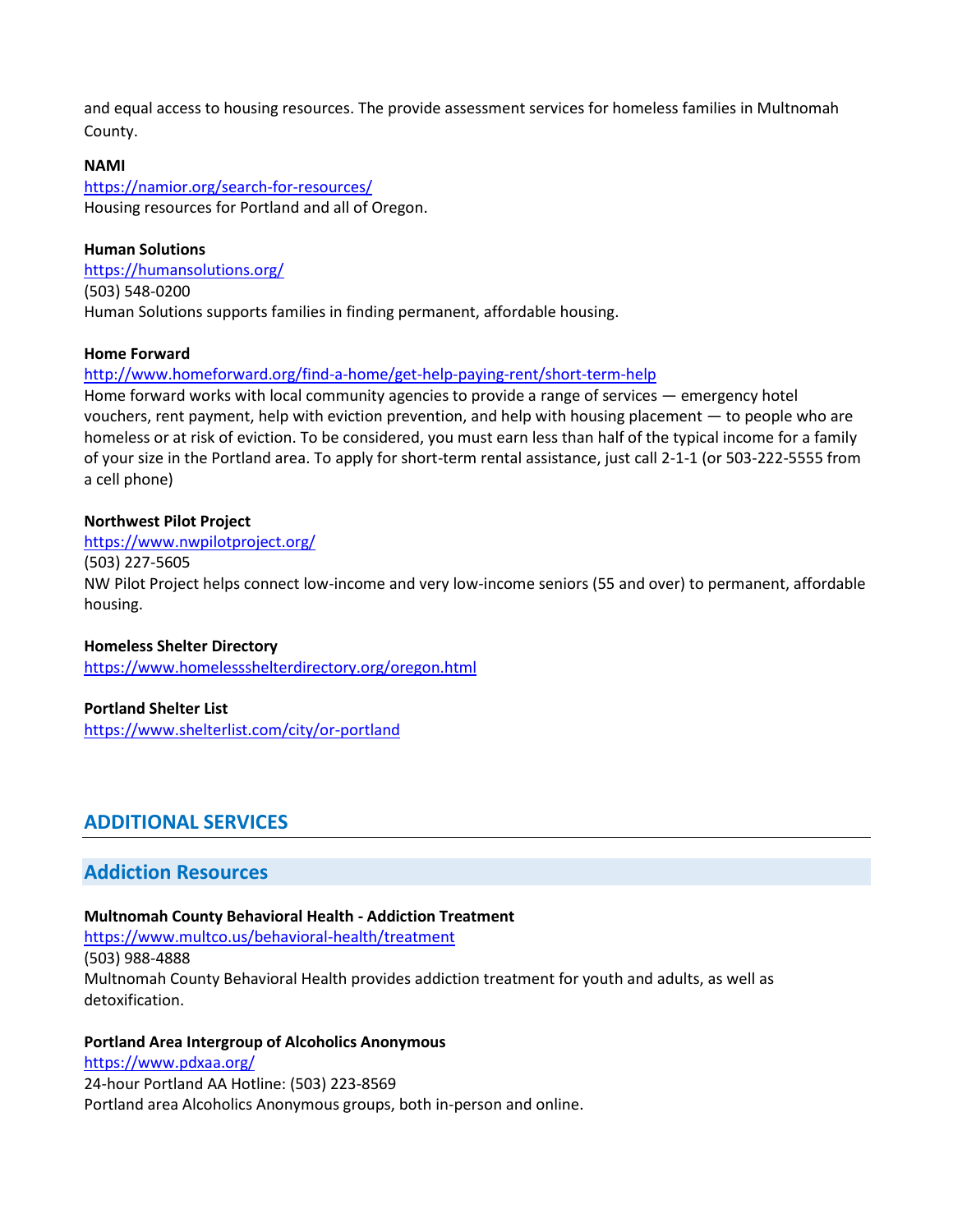and equal access to housing resources. The provide assessment services for homeless families in Multnomah County.

**NAMI**
https://namior.org/search-for-resources/
Housing resources for Portland and all of Oregon.

**Human Solutions**
https://humansolutions.org/
(503) 548-0200
Human Solutions supports families in finding permanent, affordable housing.

**Home Forward**
http://www.homeforward.org/find-a-home/get-help-paying-rent/short-term-help
Home forward works with local community agencies to provide a range of services — emergency hotel vouchers, rent payment, help with eviction prevention, and help with housing placement — to people who are homeless or at risk of eviction. To be considered, you must earn less than half of the typical income for a family of your size in the Portland area. To apply for short-term rental assistance, just call 2-1-1 (or 503-222-5555 from a cell phone)

**Northwest Pilot Project**
https://www.nwpilotproject.org/
(503) 227-5605
NW Pilot Project helps connect low-income and very low-income seniors (55 and over) to permanent, affordable housing.

**Homeless Shelter Directory**
https://www.homelessshelterdirectory.org/oregon.html

**Portland Shelter List**
https://www.shelterlist.com/city/or-portland

## ADDITIONAL SERVICES

### Addiction Resources

**Multnomah County Behavioral Health - Addiction Treatment**
https://www.multco.us/behavioral-health/treatment
(503) 988-4888
Multnomah County Behavioral Health provides addiction treatment for youth and adults, as well as detoxification.

**Portland Area Intergroup of Alcoholics Anonymous**
https://www.pdxaa.org/
24-hour Portland AA Hotline: (503) 223-8569
Portland area Alcoholics Anonymous groups, both in-person and online.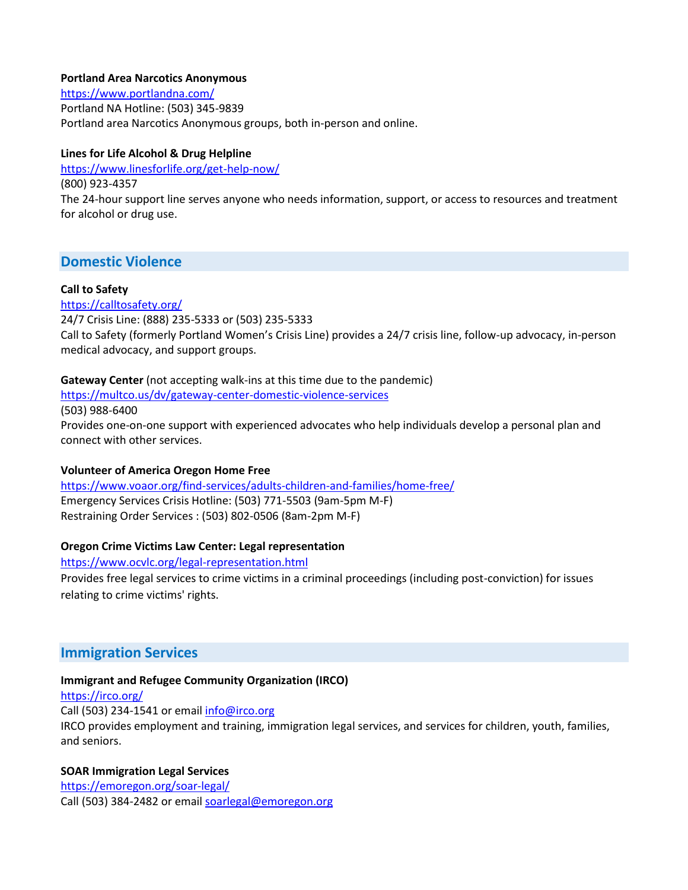**Portland Area Narcotics Anonymous**
https://www.portlandna.com/
Portland NA Hotline: (503) 345-9839
Portland area Narcotics Anonymous groups, both in-person and online.

**Lines for Life Alcohol & Drug Helpline**
https://www.linesforlife.org/get-help-now/
(800) 923-4357
The 24-hour support line serves anyone who needs information, support, or access to resources and treatment for alcohol or drug use.

## Domestic Violence

**Call to Safety**
https://calltosafety.org/
24/7 Crisis Line: (888) 235-5333 or (503) 235-5333
Call to Safety (formerly Portland Women's Crisis Line) provides a 24/7 crisis line, follow-up advocacy, in-person medical advocacy, and support groups.

**Gateway Center** (not accepting walk-ins at this time due to the pandemic)
https://multco.us/dv/gateway-center-domestic-violence-services
(503) 988-6400
Provides one-on-one support with experienced advocates who help individuals develop a personal plan and connect with other services.

**Volunteer of America Oregon Home Free**
https://www.voaor.org/find-services/adults-children-and-families/home-free/
Emergency Services Crisis Hotline: (503) 771-5503 (9am-5pm M-F)
Restraining Order Services : (503) 802-0506 (8am-2pm M-F)

**Oregon Crime Victims Law Center: Legal representation**
https://www.ocvlc.org/legal-representation.html
Provides free legal services to crime victims in a criminal proceedings (including post-conviction) for issues relating to crime victims' rights.

## Immigration Services

**Immigrant and Refugee Community Organization (IRCO)**
https://irco.org/
Call (503) 234-1541 or email info@irco.org
IRCO provides employment and training, immigration legal services, and services for children, youth, families, and seniors.

**SOAR Immigration Legal Services**
https://emoregon.org/soar-legal/
Call (503) 384-2482 or email soarlegal@emoregon.org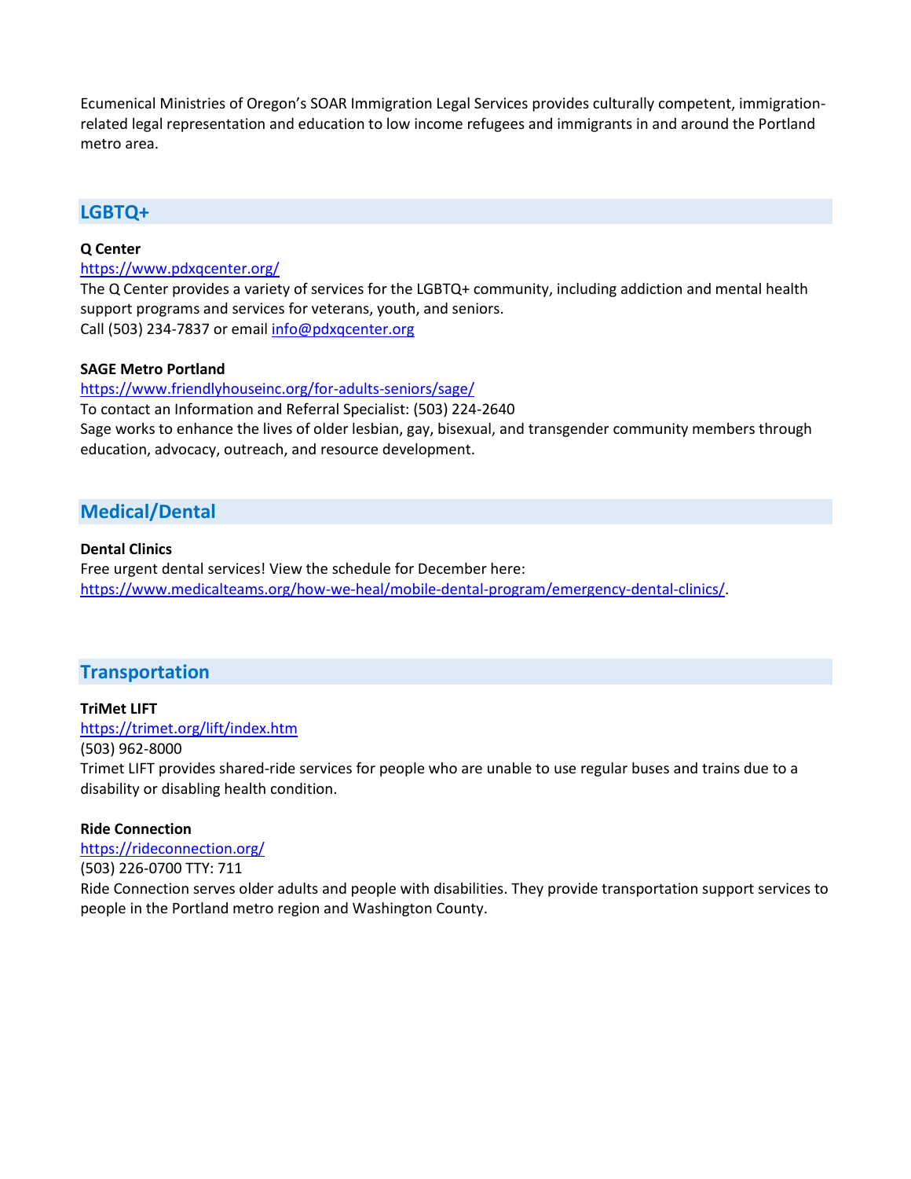Ecumenical Ministries of Oregon's SOAR Immigration Legal Services provides culturally competent, immigration-related legal representation and education to low income refugees and immigrants in and around the Portland metro area.

## LGBTQ+

**Q Center**
https://www.pdxqcenter.org/
The Q Center provides a variety of services for the LGBTQ+ community, including addiction and mental health support programs and services for veterans, youth, and seniors.
Call (503) 234-7837 or email info@pdxqcenter.org

**SAGE Metro Portland**
https://www.friendlyhouseinc.org/for-adults-seniors/sage/
To contact an Information and Referral Specialist: (503) 224-2640
Sage works to enhance the lives of older lesbian, gay, bisexual, and transgender community members through education, advocacy, outreach, and resource development.

## Medical/Dental

**Dental Clinics**
Free urgent dental services! View the schedule for December here:
https://www.medicalteams.org/how-we-heal/mobile-dental-program/emergency-dental-clinics/.

## Transportation

**TriMet LIFT**
https://trimet.org/lift/index.htm
(503) 962-8000
Trimet LIFT provides shared-ride services for people who are unable to use regular buses and trains due to a disability or disabling health condition.

**Ride Connection**
https://rideconnection.org/
(503) 226-0700 TTY: 711
Ride Connection serves older adults and people with disabilities. They provide transportation support services to people in the Portland metro region and Washington County.